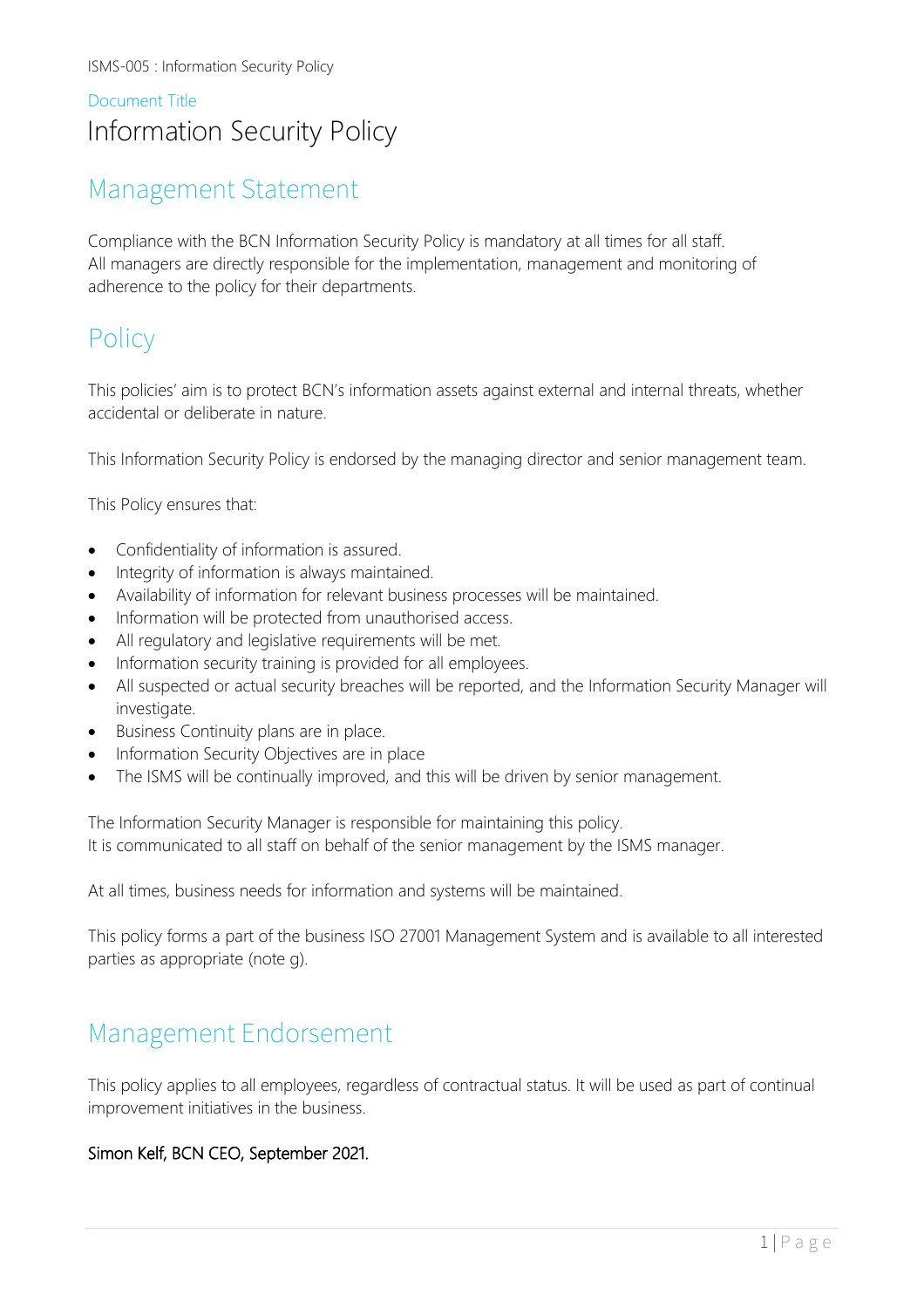Document Title

# Information Security Policy

## Management Statement

Compliance with the BCN Information Security Policy is mandatory at all times for all staff.
All managers are directly responsible for the implementation, management and monitoring of adherence to the policy for their departments.

## Policy

This policies' aim is to protect BCN's information assets against external and internal threats, whether accidental or deliberate in nature.

This Information Security Policy is endorsed by the managing director and senior management team.

This Policy ensures that:

- Confidentiality of information is assured.
- Integrity of information is always maintained.
- Availability of information for relevant business processes will be maintained.
- Information will be protected from unauthorised access.
- All regulatory and legislative requirements will be met.
- Information security training is provided for all employees.
- All suspected or actual security breaches will be reported, and the Information Security Manager will investigate.
- Business Continuity plans are in place.
- Information Security Objectives are in place
- The ISMS will be continually improved, and this will be driven by senior management.

The Information Security Manager is responsible for maintaining this policy.
It is communicated to all staff on behalf of the senior management by the ISMS manager.

At all times, business needs for information and systems will be maintained.

This policy forms a part of the business ISO 27001 Management System and is available to all interested parties as appropriate (note g).

## Management Endorsement

This policy applies to all employees, regardless of contractual status. It will be used as part of continual improvement initiatives in the business.

Simon Kelf, BCN CEO, September 2021.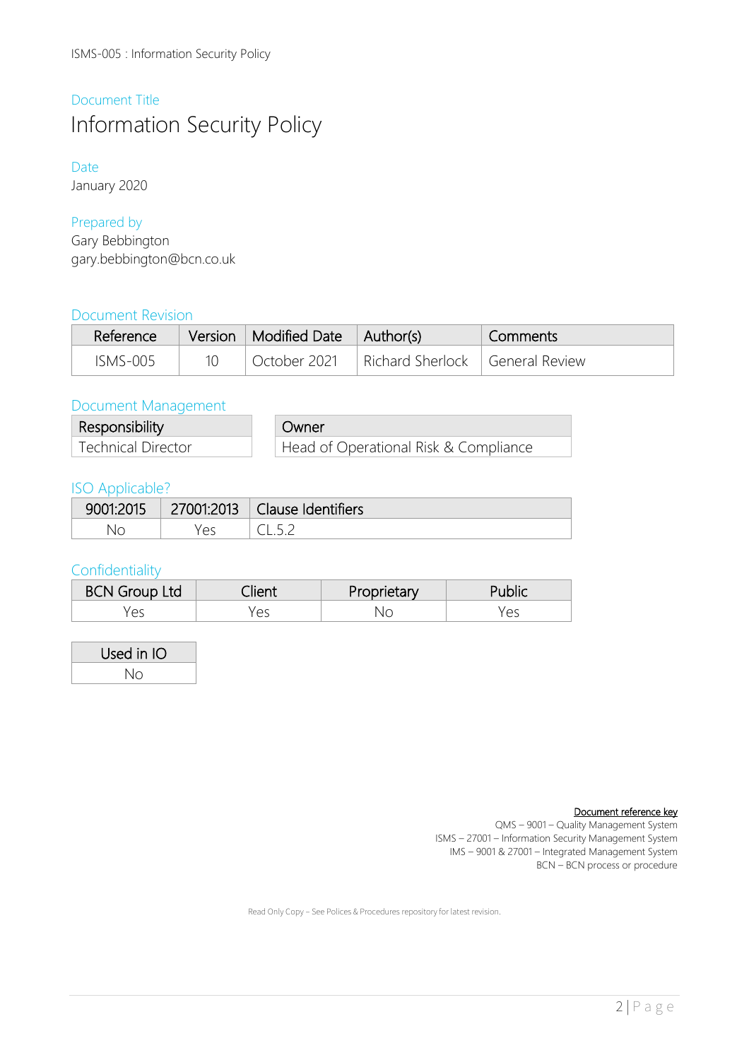Document Title

# Information Security Policy

Date

January 2020

Prepared by

Gary Bebbington
gary.bebbington@bcn.co.uk

## Document Revision

| Reference | Version | Modified Date | Author(s) | Comments |
|---|---|---|---|---|
| ISMS-005 | 10 | October 2021 | Richard Sherlock | General Review |

## Document Management

| Responsibility |
|---|
| Technical Director |

| Owner |
|---|
| Head of Operational Risk & Compliance |

## ISO Applicable?

| 9001:2015 | 27001:2013 | Clause Identifiers |
|---|---|---|
| No | Yes | CL.5.2 |

## Confidentiality

| BCN Group Ltd | Client | Proprietary | Public |
|---|---|---|---|
| Yes | Yes | No | Yes |

| Used in IO |
|---|
| No |

Document reference key

QMS – 9001 – Quality Management System
ISMS – 27001 – Information Security Management System
IMS – 9001 & 27001 – Integrated Management System
BCN – BCN process or procedure

Read Only Copy – See Polices & Procedures repository for latest revision.